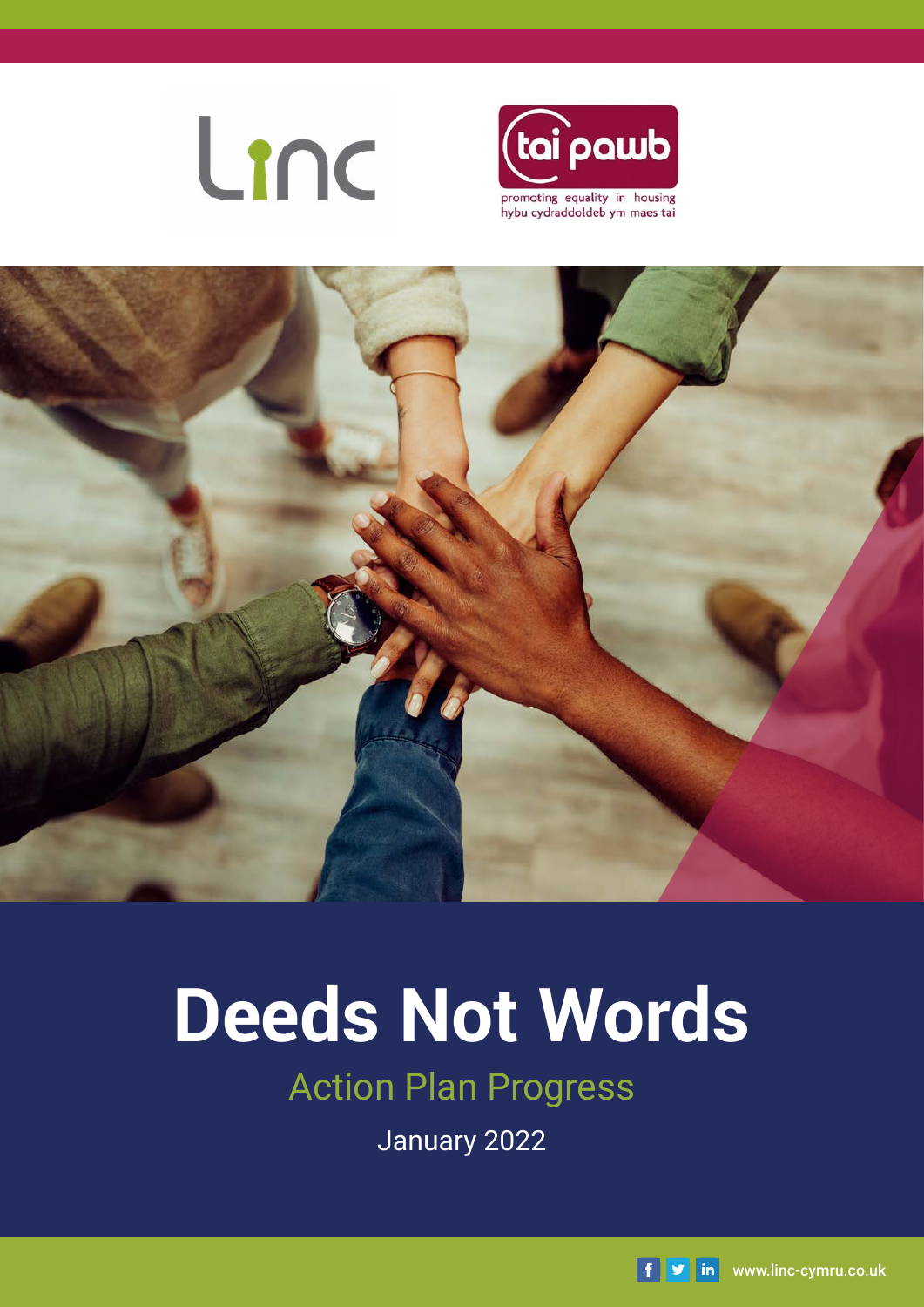Linc

tai pawb

promoting equality in housing
hybu cydraddoldeb ym maes tai

# Deeds Not Words

## Action Plan Progress

January 2022

www.linc-cymru.co.uk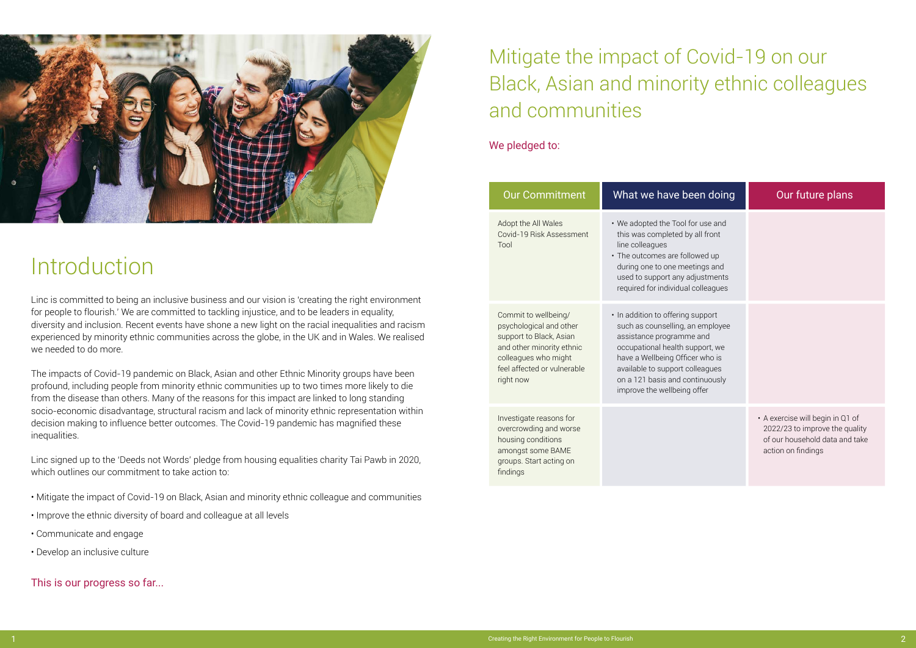# Introduction

Linc is committed to being an inclusive business and our vision is 'creating the right environment for people to flourish.' We are committed to tackling injustice, and to be leaders in equality, diversity and inclusion. Recent events have shone a new light on the racial inequalities and racism experienced by minority ethnic communities across the globe, in the UK and in Wales. We realised we needed to do more.

The impacts of Covid-19 pandemic on Black, Asian and other Ethnic Minority groups have been profound, including people from minority ethnic communities up to two times more likely to die from the disease than others. Many of the reasons for this impact are linked to long standing socio-economic disadvantage, structural racism and lack of minority ethnic representation within decision making to influence better outcomes. The Covid-19 pandemic has magnified these inequalities.

Linc signed up to the 'Deeds not Words' pledge from housing equalities charity Tai Pawb in 2020, which outlines our commitment to take action to:

- Mitigate the impact of Covid-19 on Black, Asian and minority ethnic colleague and communities
- Improve the ethnic diversity of board and colleague at all levels
- Communicate and engage
- Develop an inclusive culture

This is our progress so far...

# Mitigate the impact of Covid-19 on our Black, Asian and minority ethnic colleagues and communities

We pledged to:

| Our Commitment | What we have been doing | Our future plans |
|---|---|---|
| Adopt the All Wales Covid-19 Risk Assessment Tool | • We adopted the Tool for use and this was completed by all front line colleagues<br>• The outcomes are followed up during one to one meetings and used to support any adjustments required for individual colleagues | |
| Commit to wellbeing/ psychological and other support to Black, Asian and other minority ethnic colleagues who might feel affected or vulnerable right now | • In addition to offering support such as counselling, an employee assistance programme and occupational health support, we have a Wellbeing Officer who is available to support colleagues on a 121 basis and continuously improve the wellbeing offer | |
| Investigate reasons for overcrowding and worse housing conditions amongst some BAME groups. Start acting on findings | | • A exercise will begin in Q1 of 2022/23 to improve the quality of our household data and take action on findings |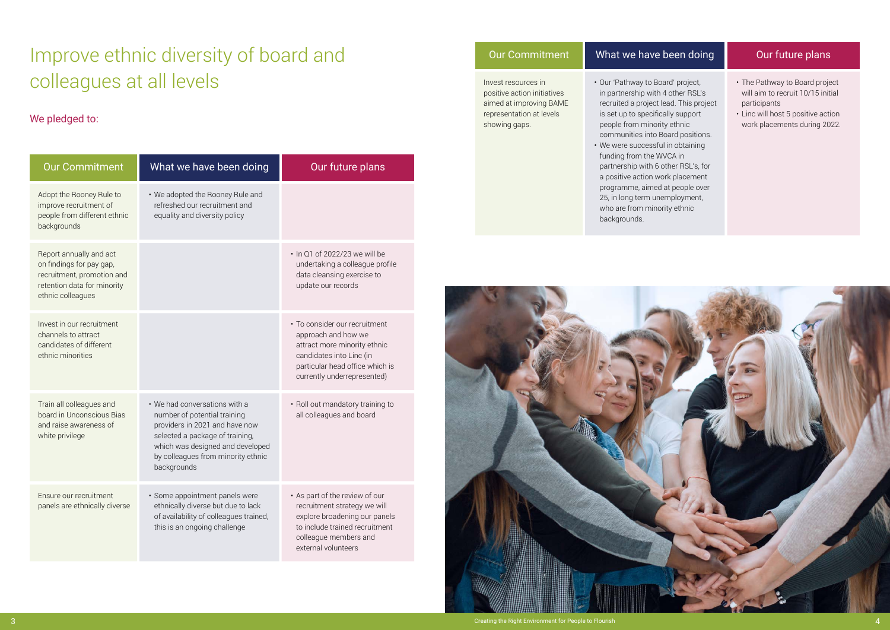# Improve ethnic diversity of board and colleagues at all levels

## We pledged to:

| Our Commitment | What we have been doing | Our future plans |
|---|---|---|
| Adopt the Rooney Rule to improve recruitment of people from different ethnic backgrounds | • We adopted the Rooney Rule and refreshed our recruitment and equality and diversity policy | |
| Report annually and act on findings for pay gap, recruitment, promotion and retention data for minority ethnic colleagues | | • In Q1 of 2022/23 we will be undertaking a colleague profile data cleansing exercise to update our records |
| Invest in our recruitment channels to attract candidates of different ethnic minorities | | • To consider our recruitment approach and how we attract more minority ethnic candidates into Linc (in particular head office which is currently underrepresented) |
| Train all colleagues and board in Unconscious Bias and raise awareness of white privilege | • We had conversations with a number of potential training providers in 2021 and have now selected a package of training, which was designed and developed by colleagues from minority ethnic backgrounds | • Roll out mandatory training to all colleagues and board |
| Ensure our recruitment panels are ethnically diverse | • Some appointment panels were ethnically diverse but due to lack of availability of colleagues trained, this is an ongoing challenge | • As part of the review of our recruitment strategy we will explore broadening our panels to include trained recruitment colleague members and external volunteers |
| Invest resources in positive action initiatives aimed at improving BAME representation at levels showing gaps. | • Our 'Pathway to Board' project, in partnership with 4 other RSL's recruited a project lead. This project is set up to specifically support people from minority ethnic communities into Board positions.<br>• We were successful in obtaining funding from the WVCA in partnership with 6 other RSL's, for a positive action work placement programme, aimed at people over 25, in long term unemployment, who are from minority ethnic backgrounds. | • The Pathway to Board project will aim to recruit 10/15 initial participants<br>• Linc will host 5 positive action work placements during 2022. |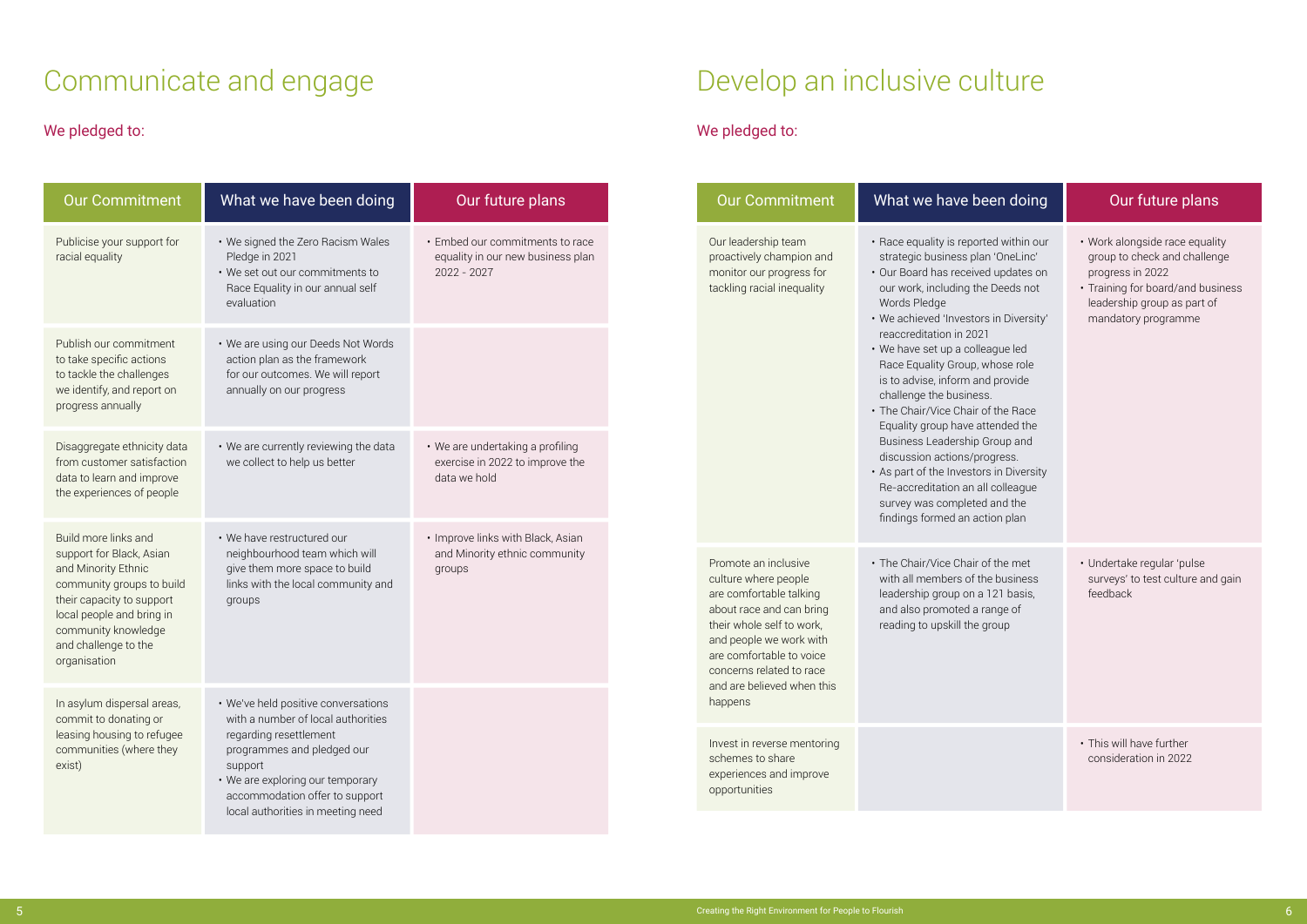# Communicate and engage

## We pledged to:

| Our Commitment | What we have been doing | Our future plans |
|---|---|---|
| Publicise your support for racial equality | • We signed the Zero Racism Wales Pledge in 2021<br>• We set out our commitments to Race Equality in our annual self evaluation | • Embed our commitments to race equality in our new business plan 2022 - 2027 |
| Publish our commitment to take specific actions to tackle the challenges we identify, and report on progress annually | • We are using our Deeds Not Words action plan as the framework for our outcomes. We will report annually on our progress | |
| Disaggregate ethnicity data from customer satisfaction data to learn and improve the experiences of people | • We are currently reviewing the data we collect to help us better | • We are undertaking a profiling exercise in 2022 to improve the data we hold |
| Build more links and support for Black, Asian and Minority Ethnic community groups to build their capacity to support local people and bring in community knowledge and challenge to the organisation | • We have restructured our neighbourhood team which will give them more space to build links with the local community and groups | • Improve links with Black, Asian and Minority ethnic community groups |
| In asylum dispersal areas, commit to donating or leasing housing to refugee communities (where they exist) | • We've held positive conversations with a number of local authorities regarding resettlement programmes and pledged our support<br>• We are exploring our temporary accommodation offer to support local authorities in meeting need | |

# Develop an inclusive culture

## We pledged to:

| Our Commitment | What we have been doing | Our future plans |
|---|---|---|
| Our leadership team proactively champion and monitor our progress for tackling racial inequality | • Race equality is reported within our strategic business plan 'OneLinc'<br>• Our Board has received updates on our work, including the Deeds not Words Pledge<br>• We achieved 'Investors in Diversity' reaccreditation in 2021<br>• We have set up a colleague led Race Equality Group, whose role is to advise, inform and provide challenge the business.<br>• The Chair/Vice Chair of the Race Equality group have attended the Business Leadership Group and discussion actions/progress.<br>• As part of the Investors in Diversity Re-accreditation an all colleague survey was completed and the findings formed an action plan | • Work alongside race equality group to check and challenge progress in 2022<br>• Training for board/and business leadership group as part of mandatory programme |
| Promote an inclusive culture where people are comfortable talking about race and can bring their whole self to work, and people we work with are comfortable to voice concerns related to race and are believed when this happens | • The Chair/Vice Chair of the met with all members of the business leadership group on a 121 basis, and also promoted a range of reading to upskill the group | • Undertake regular 'pulse surveys' to test culture and gain feedback |
| Invest in reverse mentoring schemes to share experiences and improve opportunities | | • This will have further consideration in 2022 |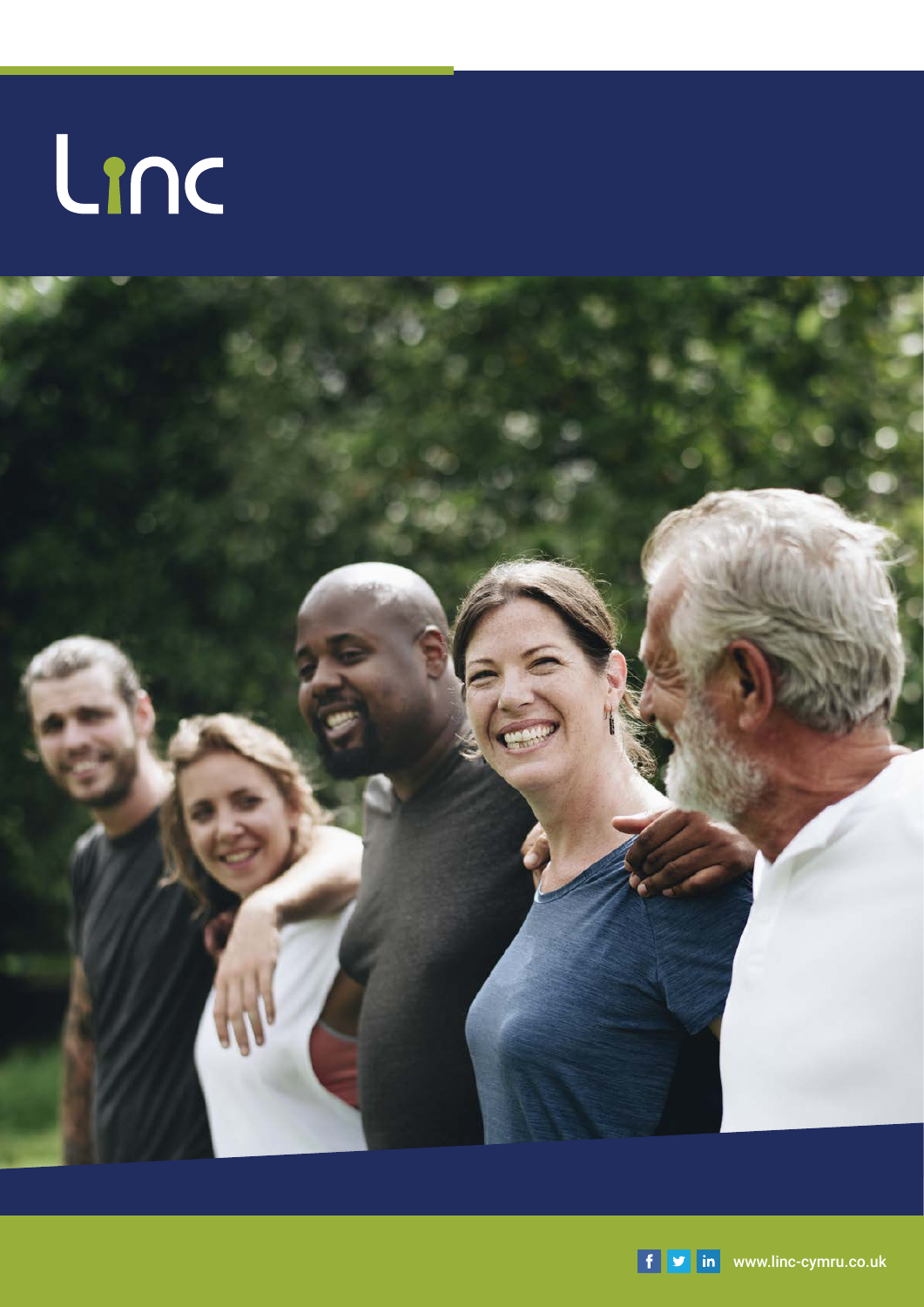Linc

www.linc-cymru.co.uk